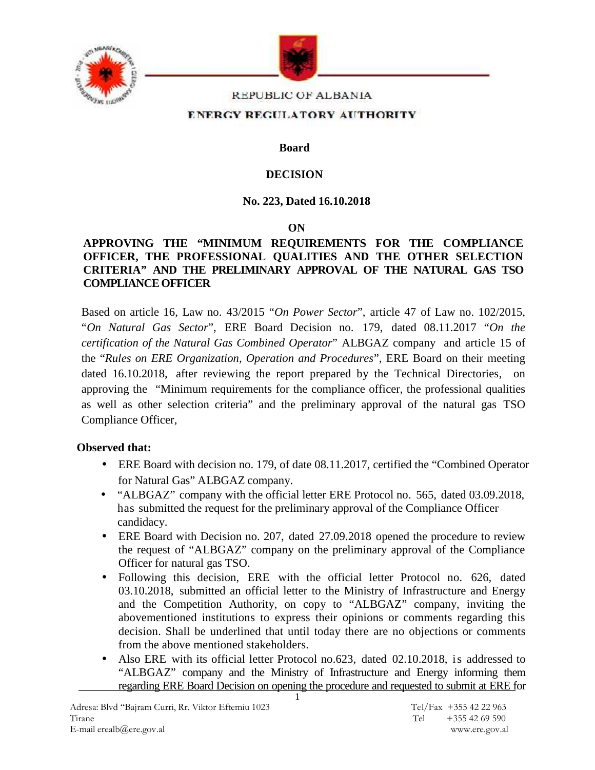REPUBLIC OF ALBANIA

ENERGY REGULATORY AUTHORITY

**Board**

**DECISION**

**No. 223, Dated 16.10.2018**

**ON**

**APPROVING THE "MINIMUM REQUIREMENTS FOR THE COMPLIANCE OFFICER, THE PROFESSIONAL QUALITIES AND THE OTHER SELECTION CRITERIA" AND THE PRELIMINARY APPROVAL OF THE NATURAL GAS TSO COMPLIANCE OFFICER**

Based on article 16, Law no. 43/2015 "*On Power Sector*", article 47 of Law no. 102/2015, "*On Natural Gas Sector*", ERE Board Decision no. 179, dated 08.11.2017 "*On the certification of the Natural Gas Combined Operator*" ALBGAZ company and article 15 of the "*Rules on ERE Organization, Operation and Procedures*", ERE Board on their meeting dated 16.10.2018, after reviewing the report prepared by the Technical Directories, on approving the "Minimum requirements for the compliance officer, the professional qualities as well as other selection criteria" and the preliminary approval of the natural gas TSO Compliance Officer,

**Observed that:**

- ERE Board with decision no. 179, of date 08.11.2017, certified the "Combined Operator for Natural Gas" ALBGAZ company.
- "ALBGAZ" company with the official letter ERE Protocol no. 565, dated 03.09.2018, has submitted the request for the preliminary approval of the Compliance Officer candidacy.
- ERE Board with Decision no. 207, dated 27.09.2018 opened the procedure to review the request of "ALBGAZ" company on the preliminary approval of the Compliance Officer for natural gas TSO.
- Following this decision, ERE with the official letter Protocol no. 626, dated 03.10.2018, submitted an official letter to the Ministry of Infrastructure and Energy and the Competition Authority, on copy to "ALBGAZ" company, inviting the abovementioned institutions to express their opinions or comments regarding this decision. Shall be underlined that until today there are no objections or comments from the above mentioned stakeholders.
- Also ERE with its official letter Protocol no.623, dated 02.10.2018, is addressed to "ALBGAZ" company and the Ministry of Infrastructure and Energy informing them regarding ERE Board Decision on opening the procedure and requested to submit at ERE for

Adresa: Blvd "Bajram Curri, Rr. Viktor Eftemiu 1023 Tirane
E-mail erealb@ere.gov.al
Tel/Fax +355 42 22 963
Tel +355 42 69 590
www.ere.gov.al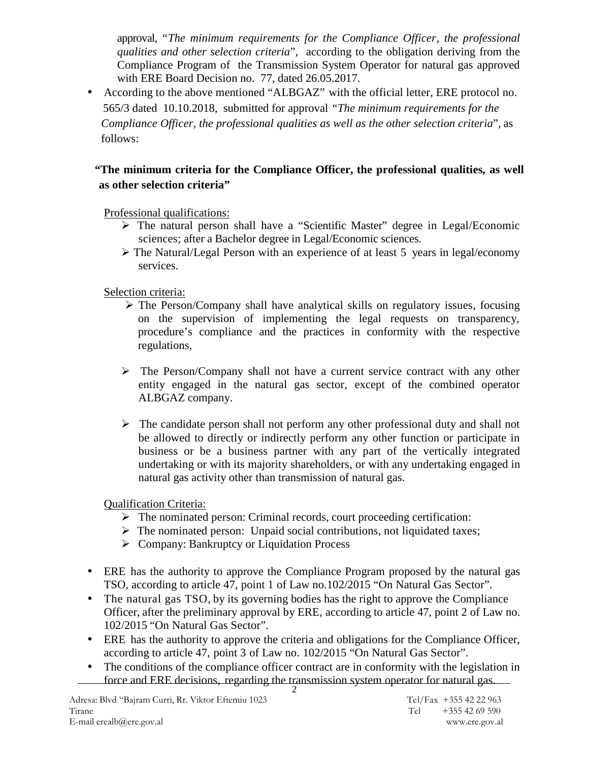approval, "*The minimum requirements for the Compliance Officer, the professional qualities and other selection criteria*", according to the obligation deriving from the Compliance Program of the Transmission System Operator for natural gas approved with ERE Board Decision no. 77, dated 26.05.2017.

- According to the above mentioned "ALBGAZ" with the official letter, ERE protocol no. 565/3 dated 10.10.2018, submitted for approval "*The minimum requirements for the Compliance Officer, the professional qualities as well as the other selection criteria*", as follows:

**"The minimum criteria for the Compliance Officer, the professional qualities, as well as other selection criteria"**

Professional qualifications:

- The natural person shall have a "Scientific Master" degree in Legal/Economic sciences; after a Bachelor degree in Legal/Economic sciences.
- The Natural/Legal Person with an experience of at least 5 years in legal/economy services.

Selection criteria:

- The Person/Company shall have analytical skills on regulatory issues, focusing on the supervision of implementing the legal requests on transparency, procedure's compliance and the practices in conformity with the respective regulations,
- The Person/Company shall not have a current service contract with any other entity engaged in the natural gas sector, except of the combined operator ALBGAZ company.
- The candidate person shall not perform any other professional duty and shall not be allowed to directly or indirectly perform any other function or participate in business or be a business partner with any part of the vertically integrated undertaking or with its majority shareholders, or with any undertaking engaged in natural gas activity other than transmission of natural gas.

Qualification Criteria:

- The nominated person: Criminal records, court proceeding certification:
- The nominated person: Unpaid social contributions, not liquidated taxes;
- Company: Bankruptcy or Liquidation Process

- ERE has the authority to approve the Compliance Program proposed by the natural gas TSO, according to article 47, point 1 of Law no.102/2015 "On Natural Gas Sector".
- The natural gas TSO, by its governing bodies has the right to approve the Compliance Officer, after the preliminary approval by ERE, according to article 47, point 2 of Law no. 102/2015 "On Natural Gas Sector".
- ERE has the authority to approve the criteria and obligations for the Compliance Officer, according to article 47, point 3 of Law no. 102/2015 "On Natural Gas Sector".
- The conditions of the compliance officer contract are in conformity with the legislation in force and ERE decisions, regarding the transmission system operator for natural gas.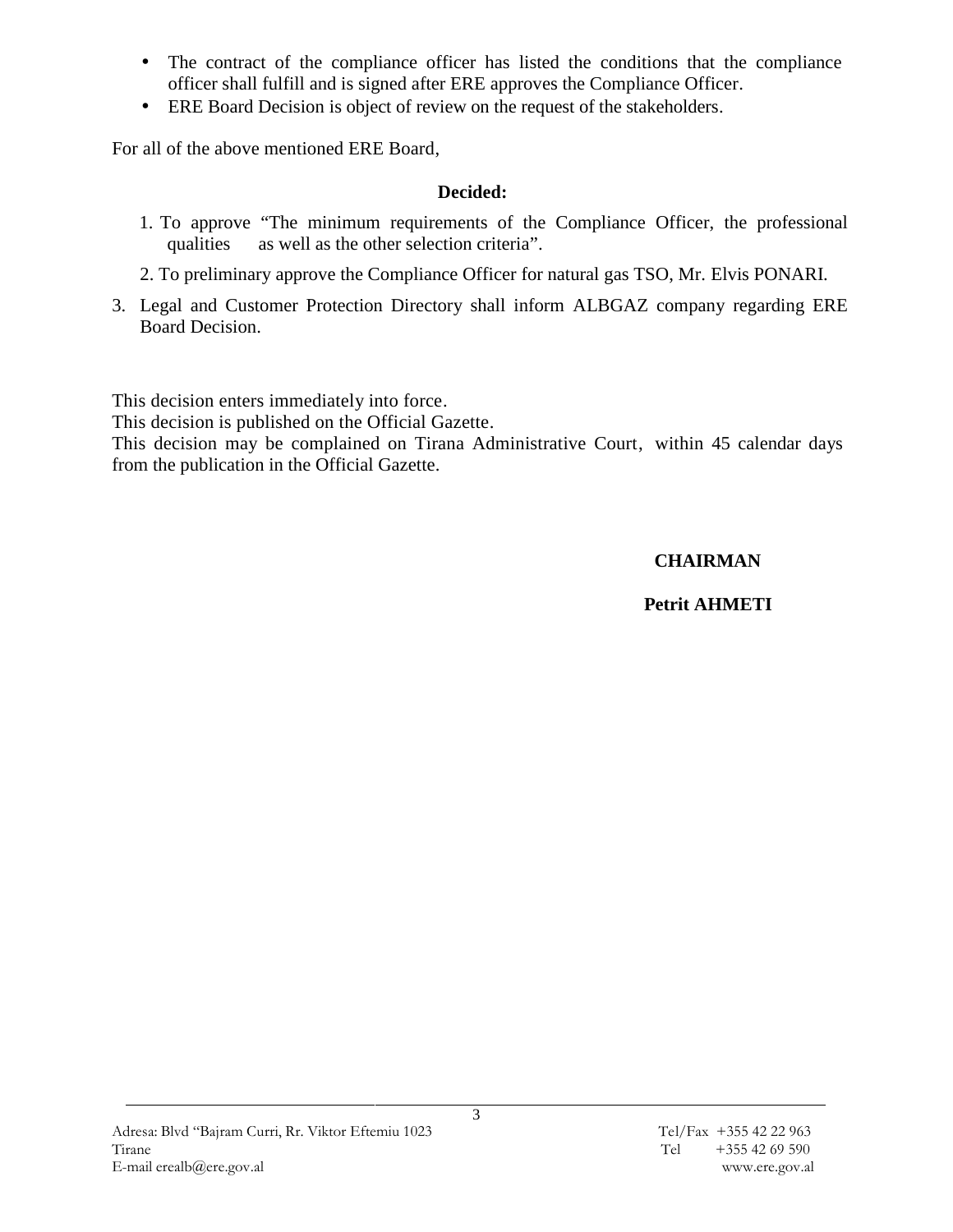- The contract of the compliance officer has listed the conditions that the compliance officer shall fulfill and is signed after ERE approves the Compliance Officer.
- ERE Board Decision is object of review on the request of the stakeholders.

For all of the above mentioned ERE Board,

**Decided:**

1. To approve “The minimum requirements of the Compliance Officer, the professional qualities as well as the other selection criteria”.
2. To preliminary approve the Compliance Officer for natural gas TSO, Mr. Elvis PONARI.
3. Legal and Customer Protection Directory shall inform ALBGAZ company regarding ERE Board Decision.

This decision enters immediately into force.
This decision is published on the Official Gazette.
This decision may be complained on Tirana Administrative Court, within 45 calendar days from the publication in the Official Gazette.

**CHAIRMAN**

**Petrit AHMETI**